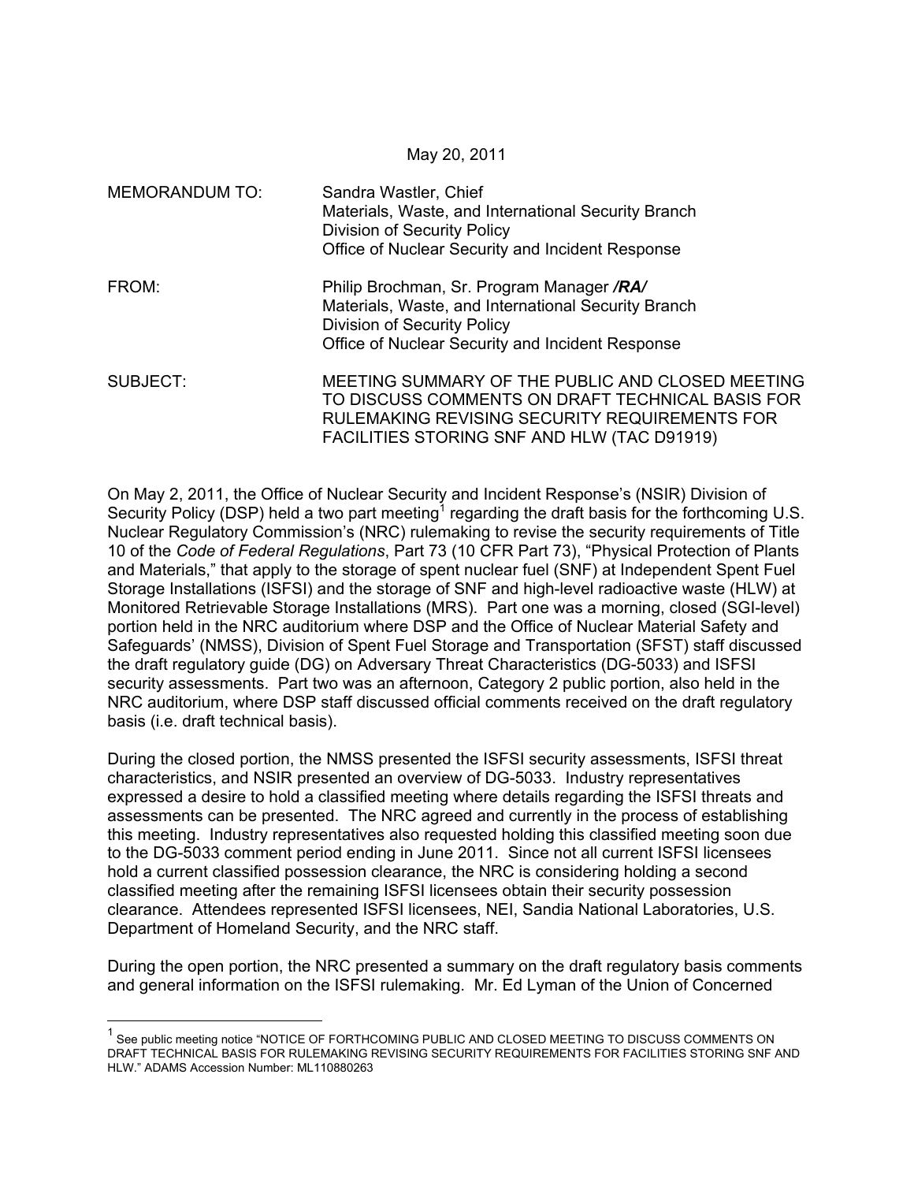May 20, 2011

MEMORANDUM TO: Sandra Wastler, Chief
Materials, Waste, and International Security Branch
Division of Security Policy
Office of Nuclear Security and Incident Response

FROM: Philip Brochman, Sr. Program Manager ***/RA/***
Materials, Waste, and International Security Branch
Division of Security Policy
Office of Nuclear Security and Incident Response

SUBJECT: MEETING SUMMARY OF THE PUBLIC AND CLOSED MEETING TO DISCUSS COMMENTS ON DRAFT TECHNICAL BASIS FOR RULEMAKING REVISING SECURITY REQUIREMENTS FOR FACILITIES STORING SNF AND HLW (TAC D91919)

On May 2, 2011, the Office of Nuclear Security and Incident Response's (NSIR) Division of Security Policy (DSP) held a two part meeting[1] regarding the draft basis for the forthcoming U.S. Nuclear Regulatory Commission's (NRC) rulemaking to revise the security requirements of Title 10 of the *Code of Federal Regulations*, Part 73 (10 CFR Part 73), "Physical Protection of Plants and Materials," that apply to the storage of spent nuclear fuel (SNF) at Independent Spent Fuel Storage Installations (ISFSI) and the storage of SNF and high-level radioactive waste (HLW) at Monitored Retrievable Storage Installations (MRS). Part one was a morning, closed (SGI-level) portion held in the NRC auditorium where DSP and the Office of Nuclear Material Safety and Safeguards' (NMSS), Division of Spent Fuel Storage and Transportation (SFST) staff discussed the draft regulatory guide (DG) on Adversary Threat Characteristics (DG-5033) and ISFSI security assessments. Part two was an afternoon, Category 2 public portion, also held in the NRC auditorium, where DSP staff discussed official comments received on the draft regulatory basis (i.e. draft technical basis).

During the closed portion, the NMSS presented the ISFSI security assessments, ISFSI threat characteristics, and NSIR presented an overview of DG-5033. Industry representatives expressed a desire to hold a classified meeting where details regarding the ISFSI threats and assessments can be presented. The NRC agreed and currently in the process of establishing this meeting. Industry representatives also requested holding this classified meeting soon due to the DG-5033 comment period ending in June 2011. Since not all current ISFSI licensees hold a current classified possession clearance, the NRC is considering holding a second classified meeting after the remaining ISFSI licensees obtain their security possession clearance. Attendees represented ISFSI licensees, NEI, Sandia National Laboratories, U.S. Department of Homeland Security, and the NRC staff.

During the open portion, the NRC presented a summary on the draft regulatory basis comments and general information on the ISFSI rulemaking. Mr. Ed Lyman of the Union of Concerned

---

[1] See public meeting notice "NOTICE OF FORTHCOMING PUBLIC AND CLOSED MEETING TO DISCUSS COMMENTS ON DRAFT TECHNICAL BASIS FOR RULEMAKING REVISING SECURITY REQUIREMENTS FOR FACILITIES STORING SNF AND HLW." ADAMS Accession Number: ML110880263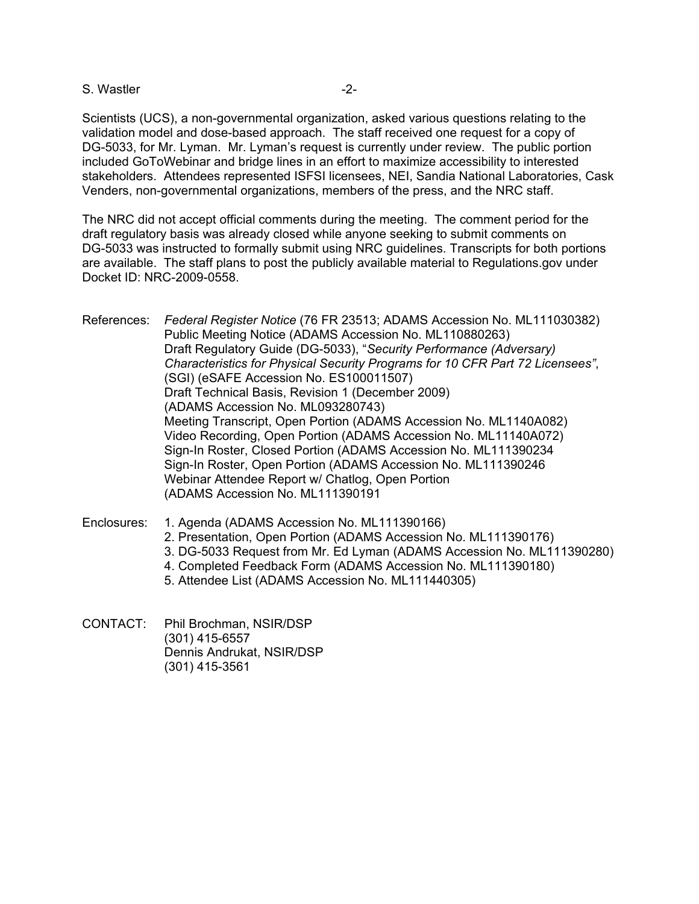Scientists (UCS), a non-governmental organization, asked various questions relating to the validation model and dose-based approach. The staff received one request for a copy of DG-5033, for Mr. Lyman. Mr. Lyman's request is currently under review. The public portion included GoToWebinar and bridge lines in an effort to maximize accessibility to interested stakeholders. Attendees represented ISFSI licensees, NEI, Sandia National Laboratories, Cask Venders, non-governmental organizations, members of the press, and the NRC staff.

The NRC did not accept official comments during the meeting. The comment period for the draft regulatory basis was already closed while anyone seeking to submit comments on DG-5033 was instructed to formally submit using NRC guidelines. Transcripts for both portions are available. The staff plans to post the publicly available material to Regulations.gov under Docket ID: NRC-2009-0558.

References: *Federal Register Notice* (76 FR 23513; ADAMS Accession No. ML111030382)
Public Meeting Notice (ADAMS Accession No. ML110880263)
Draft Regulatory Guide (DG-5033), "*Security Performance (Adversary) Characteristics for Physical Security Programs for 10 CFR Part 72 Licensees"*, (SGI) (eSAFE Accession No. ES100011507)
Draft Technical Basis, Revision 1 (December 2009) (ADAMS Accession No. ML093280743)
Meeting Transcript, Open Portion (ADAMS Accession No. ML1140A082)
Video Recording, Open Portion (ADAMS Accession No. ML11140A072)
Sign-In Roster, Closed Portion (ADAMS Accession No. ML111390234
Sign-In Roster, Open Portion (ADAMS Accession No. ML111390246
Webinar Attendee Report w/ Chatlog, Open Portion (ADAMS Accession No. ML111390191

Enclosures:
1. Agenda (ADAMS Accession No. ML111390166)
2. Presentation, Open Portion (ADAMS Accession No. ML111390176)
3. DG-5033 Request from Mr. Ed Lyman (ADAMS Accession No. ML111390280)
4. Completed Feedback Form (ADAMS Accession No. ML111390180)
5. Attendee List (ADAMS Accession No. ML111440305)

CONTACT: Phil Brochman, NSIR/DSP
(301) 415-6557
Dennis Andrukat, NSIR/DSP
(301) 415-3561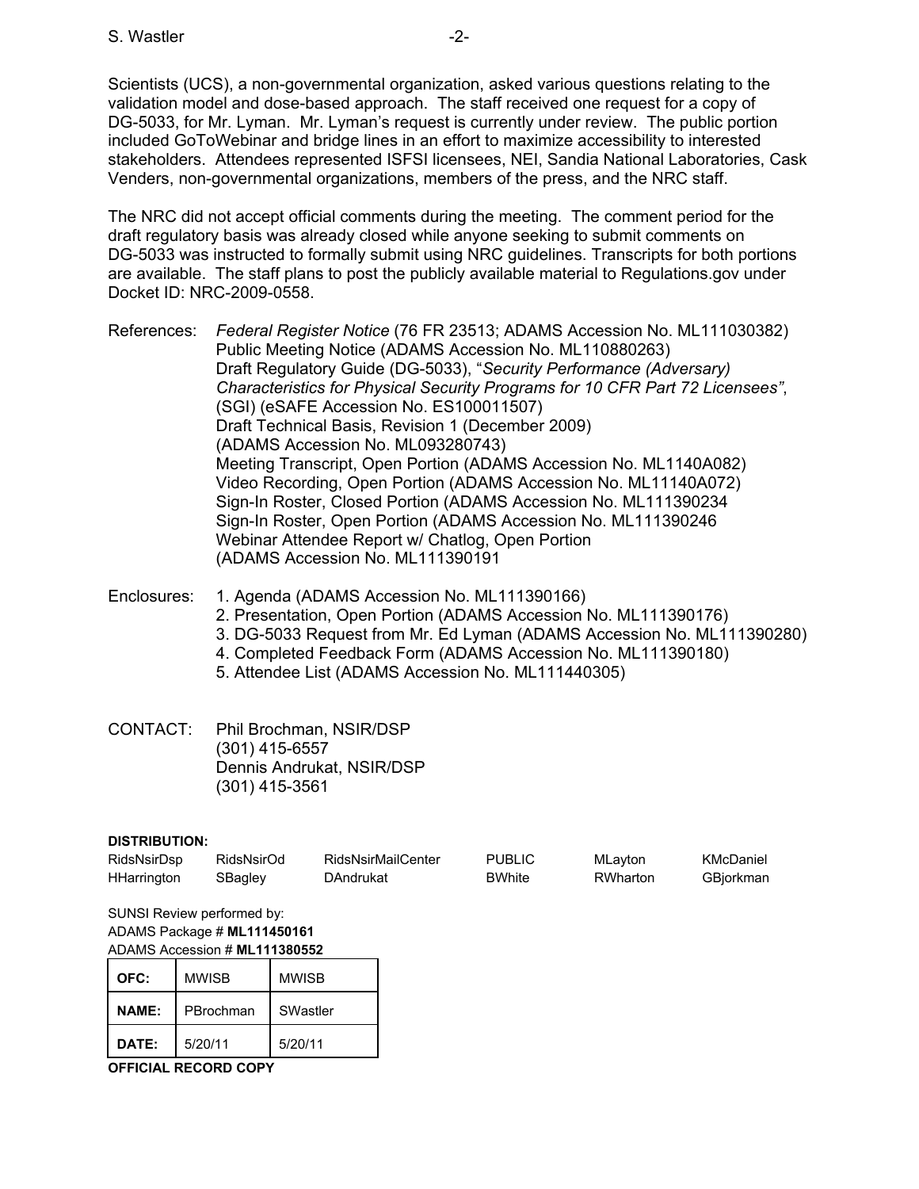Scientists (UCS), a non-governmental organization, asked various questions relating to the validation model and dose-based approach. The staff received one request for a copy of DG-5033, for Mr. Lyman. Mr. Lyman's request is currently under review. The public portion included GoToWebinar and bridge lines in an effort to maximize accessibility to interested stakeholders. Attendees represented ISFSI licensees, NEI, Sandia National Laboratories, Cask Venders, non-governmental organizations, members of the press, and the NRC staff.

The NRC did not accept official comments during the meeting. The comment period for the draft regulatory basis was already closed while anyone seeking to submit comments on DG-5033 was instructed to formally submit using NRC guidelines. Transcripts for both portions are available. The staff plans to post the publicly available material to Regulations.gov under Docket ID: NRC-2009-0558.

References: *Federal Register Notice* (76 FR 23513; ADAMS Accession No. ML111030382)
Public Meeting Notice (ADAMS Accession No. ML110880263)
Draft Regulatory Guide (DG-5033), "*Security Performance (Adversary) Characteristics for Physical Security Programs for 10 CFR Part 72 Licensees"*, (SGI) (eSAFE Accession No. ES100011507)
Draft Technical Basis, Revision 1 (December 2009) (ADAMS Accession No. ML093280743)
Meeting Transcript, Open Portion (ADAMS Accession No. ML1140A082)
Video Recording, Open Portion (ADAMS Accession No. ML11140A072)
Sign-In Roster, Closed Portion (ADAMS Accession No. ML111390234
Sign-In Roster, Open Portion (ADAMS Accession No. ML111390246
Webinar Attendee Report w/ Chatlog, Open Portion (ADAMS Accession No. ML111390191)

Enclosures:
1. Agenda (ADAMS Accession No. ML111390166)
2. Presentation, Open Portion (ADAMS Accession No. ML111390176)
3. DG-5033 Request from Mr. Ed Lyman (ADAMS Accession No. ML111390280)
4. Completed Feedback Form (ADAMS Accession No. ML111390180)
5. Attendee List (ADAMS Accession No. ML111440305)

CONTACT: Phil Brochman, NSIR/DSP
(301) 415-6557
Dennis Andrukat, NSIR/DSP
(301) 415-3561

**DISTRIBUTION:**

| | | | | | |
|---|---|---|---|---|---|
| RidsNsirDsp | RidsNsirOd | RidsNsirMailCenter | PUBLIC | MLayton | KMcDaniel |
| HHarrington | SBagley | DAndrukat | BWhite | RWharton | GBjorkman |

SUNSI Review performed by:
ADAMS Package # **ML111450161**
ADAMS Accession # **ML111380552**

| | | |
|---|---|---|
| **OFC:** | MWISB | MWISB |
| **NAME:** | PBrochman | SWastler |
| **DATE:** | 5/20/11 | 5/20/11 |

**OFFICIAL RECORD COPY**